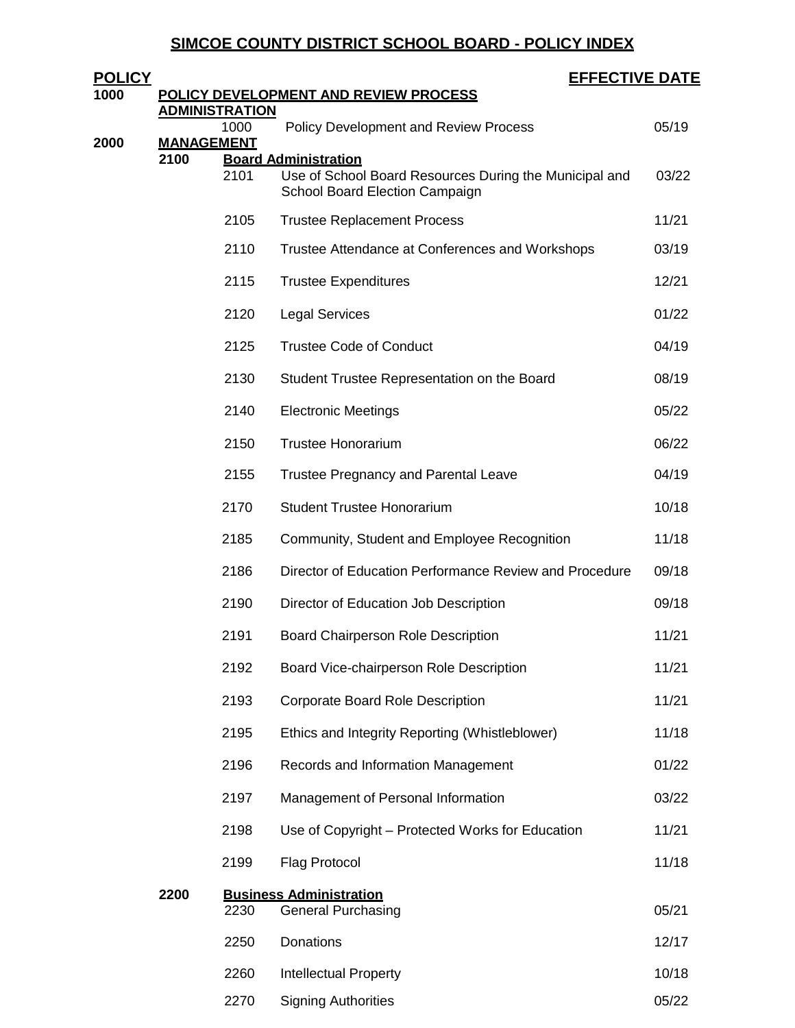# SIMCOE COUNTY DISTRICT SCHOOL BOARD - POLICY INDEX

| POLICY | | | | EFFECTIVE DATE |
|---|---|---|---|---|
| **1000** | **POLICY DEVELOPMENT AND REVIEW PROCESS** | | | |
| | **ADMINISTRATION** | | | |
| | | 1000 | Policy Development and Review Process | 05/19 |
| **2000** | **MANAGEMENT** | | | |
| | **2100** | | **Board Administration** | |
| | | 2101 | Use of School Board Resources During the Municipal and School Board Election Campaign | 03/22 |
| | | 2105 | Trustee Replacement Process | 11/21 |
| | | 2110 | Trustee Attendance at Conferences and Workshops | 03/19 |
| | | 2115 | Trustee Expenditures | 12/21 |
| | | 2120 | Legal Services | 01/22 |
| | | 2125 | Trustee Code of Conduct | 04/19 |
| | | 2130 | Student Trustee Representation on the Board | 08/19 |
| | | 2140 | Electronic Meetings | 05/22 |
| | | 2150 | Trustee Honorarium | 06/22 |
| | | 2155 | Trustee Pregnancy and Parental Leave | 04/19 |
| | | 2170 | Student Trustee Honorarium | 10/18 |
| | | 2185 | Community, Student and Employee Recognition | 11/18 |
| | | 2186 | Director of Education Performance Review and Procedure | 09/18 |
| | | 2190 | Director of Education Job Description | 09/18 |
| | | 2191 | Board Chairperson Role Description | 11/21 |
| | | 2192 | Board Vice-chairperson Role Description | 11/21 |
| | | 2193 | Corporate Board Role Description | 11/21 |
| | | 2195 | Ethics and Integrity Reporting (Whistleblower) | 11/18 |
| | | 2196 | Records and Information Management | 01/22 |
| | | 2197 | Management of Personal Information | 03/22 |
| | | 2198 | Use of Copyright – Protected Works for Education | 11/21 |
| | | 2199 | Flag Protocol | 11/18 |
| | **2200** | | **Business Administration** | |
| | | 2230 | General Purchasing | 05/21 |
| | | 2250 | Donations | 12/17 |
| | | 2260 | Intellectual Property | 10/18 |
| | | 2270 | Signing Authorities | 05/22 |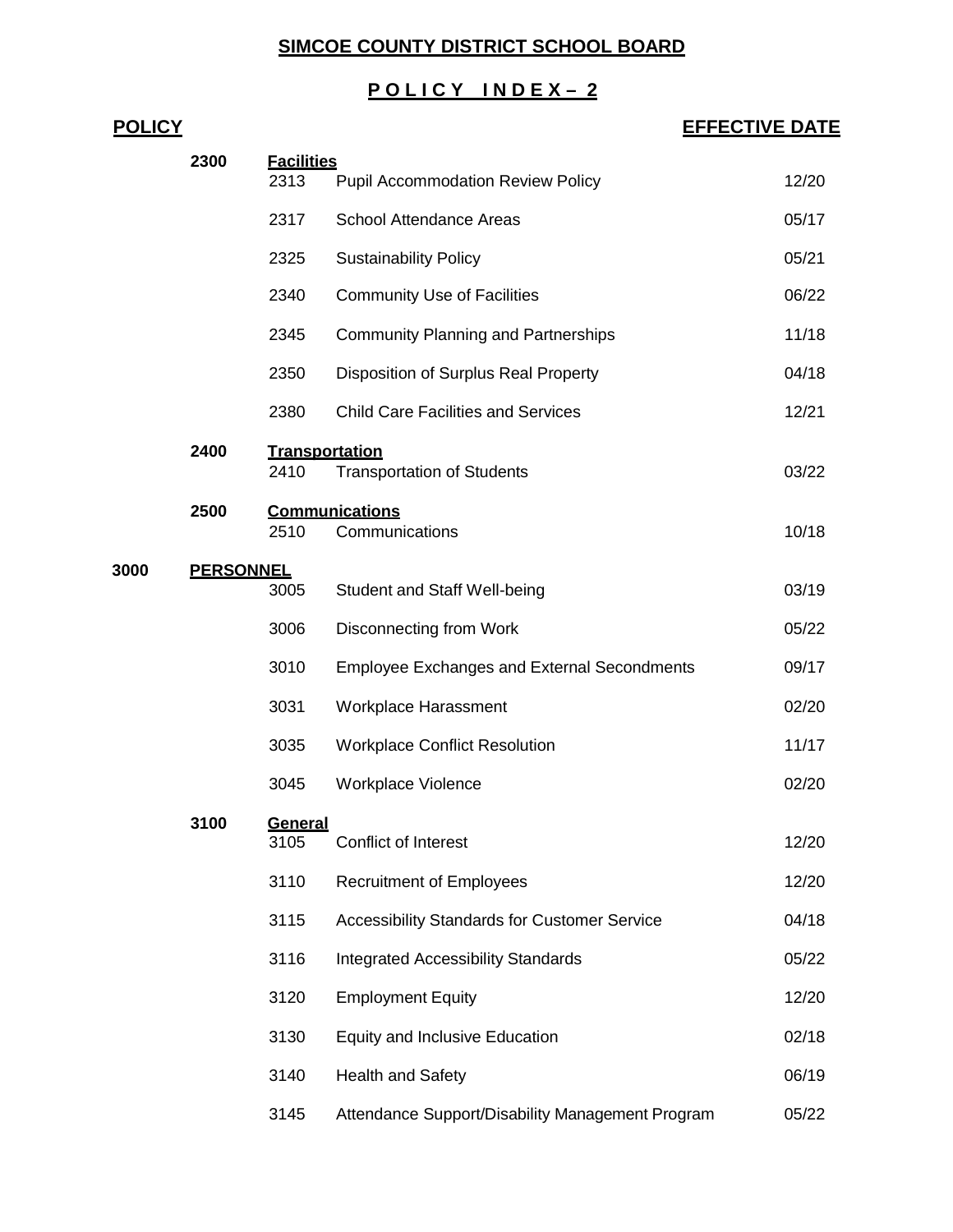# SIMCOE COUNTY DISTRICT SCHOOL BOARD

## P O L I C Y I N D E X – 2

| POLICY | | | | EFFECTIVE DATE |
|---|---|---|---|---|
| | **2300** | **Facilities** | | |
| | | 2313 | Pupil Accommodation Review Policy | 12/20 |
| | | 2317 | School Attendance Areas | 05/17 |
| | | 2325 | Sustainability Policy | 05/21 |
| | | 2340 | Community Use of Facilities | 06/22 |
| | | 2345 | Community Planning and Partnerships | 11/18 |
| | | 2350 | Disposition of Surplus Real Property | 04/18 |
| | | 2380 | Child Care Facilities and Services | 12/21 |
| | **2400** | **Transportation** | | |
| | | 2410 | Transportation of Students | 03/22 |
| | **2500** | **Communications** | | |
| | | 2510 | Communications | 10/18 |
| **3000** | **PERSONNEL** | | | |
| | | 3005 | Student and Staff Well-being | 03/19 |
| | | 3006 | Disconnecting from Work | 05/22 |
| | | 3010 | Employee Exchanges and External Secondments | 09/17 |
| | | 3031 | Workplace Harassment | 02/20 |
| | | 3035 | Workplace Conflict Resolution | 11/17 |
| | | 3045 | Workplace Violence | 02/20 |
| | **3100** | **General** | | |
| | | 3105 | Conflict of Interest | 12/20 |
| | | 3110 | Recruitment of Employees | 12/20 |
| | | 3115 | Accessibility Standards for Customer Service | 04/18 |
| | | 3116 | Integrated Accessibility Standards | 05/22 |
| | | 3120 | Employment Equity | 12/20 |
| | | 3130 | Equity and Inclusive Education | 02/18 |
| | | 3140 | Health and Safety | 06/19 |
| | | 3145 | Attendance Support/Disability Management Program | 05/22 |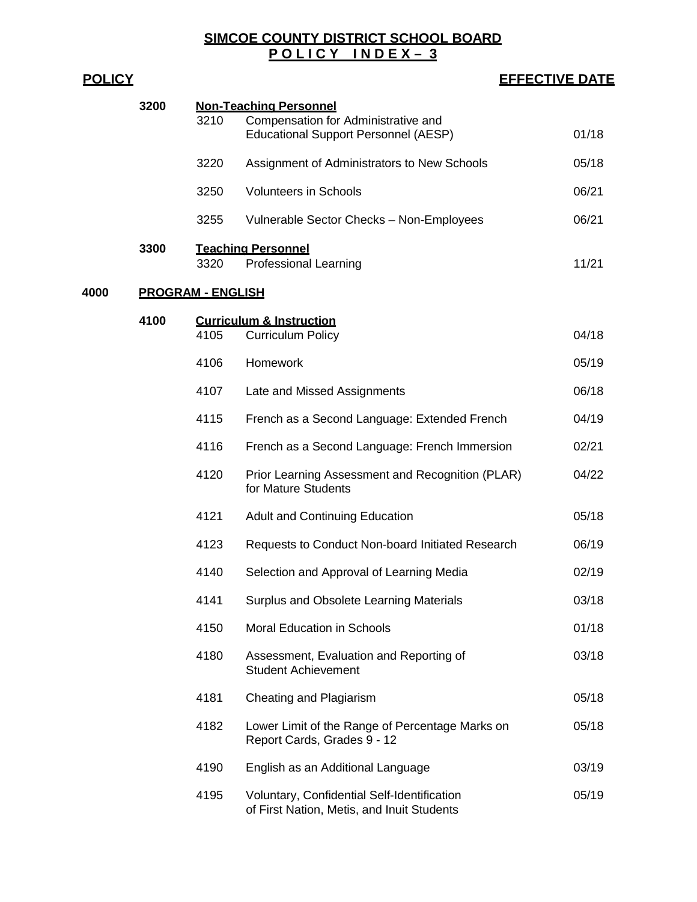# SIMCOE COUNTY DISTRICT SCHOOL BOARD
## P O L I C Y   I N D E X – 3

| POLICY | | | | EFFECTIVE DATE |
|---|---|---|---|---|
| | **3200** | **Non-Teaching Personnel** | | |
| | | 3210 | Compensation for Administrative and Educational Support Personnel (AESP) | 01/18 |
| | | 3220 | Assignment of Administrators to New Schools | 05/18 |
| | | 3250 | Volunteers in Schools | 06/21 |
| | | 3255 | Vulnerable Sector Checks – Non-Employees | 06/21 |
| | **3300** | **Teaching Personnel** | | |
| | | 3320 | Professional Learning | 11/21 |
| **4000** | **PROGRAM - ENGLISH** | | | |
| | **4100** | **Curriculum & Instruction** | | |
| | | 4105 | Curriculum Policy | 04/18 |
| | | 4106 | Homework | 05/19 |
| | | 4107 | Late and Missed Assignments | 06/18 |
| | | 4115 | French as a Second Language: Extended French | 04/19 |
| | | 4116 | French as a Second Language: French Immersion | 02/21 |
| | | 4120 | Prior Learning Assessment and Recognition (PLAR) for Mature Students | 04/22 |
| | | 4121 | Adult and Continuing Education | 05/18 |
| | | 4123 | Requests to Conduct Non-board Initiated Research | 06/19 |
| | | 4140 | Selection and Approval of Learning Media | 02/19 |
| | | 4141 | Surplus and Obsolete Learning Materials | 03/18 |
| | | 4150 | Moral Education in Schools | 01/18 |
| | | 4180 | Assessment, Evaluation and Reporting of Student Achievement | 03/18 |
| | | 4181 | Cheating and Plagiarism | 05/18 |
| | | 4182 | Lower Limit of the Range of Percentage Marks on Report Cards, Grades 9 - 12 | 05/18 |
| | | 4190 | English as an Additional Language | 03/19 |
| | | 4195 | Voluntary, Confidential Self-Identification of First Nation, Metis, and Inuit Students | 05/19 |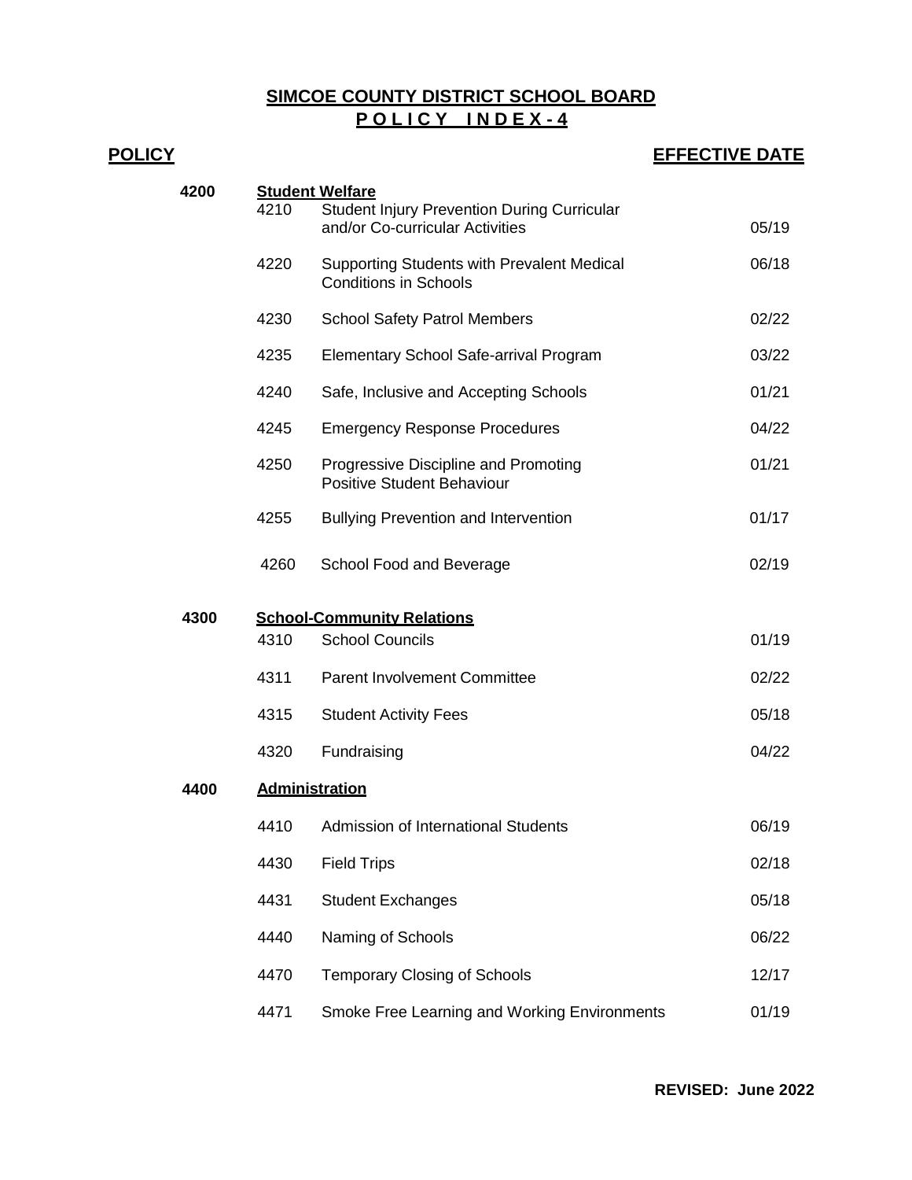# SIMCOE COUNTY DISTRICT SCHOOL BOARD
## P O L I C Y   I N D E X - 4

| POLICY | | | EFFECTIVE DATE |
|---|---|---|---|
| **4200** | **Student Welfare** | | |
| | 4210 | Student Injury Prevention During Curricular and/or Co-curricular Activities | 05/19 |
| | 4220 | Supporting Students with Prevalent Medical Conditions in Schools | 06/18 |
| | 4230 | School Safety Patrol Members | 02/22 |
| | 4235 | Elementary School Safe-arrival Program | 03/22 |
| | 4240 | Safe, Inclusive and Accepting Schools | 01/21 |
| | 4245 | Emergency Response Procedures | 04/22 |
| | 4250 | Progressive Discipline and Promoting Positive Student Behaviour | 01/21 |
| | 4255 | Bullying Prevention and Intervention | 01/17 |
| | 4260 | School Food and Beverage | 02/19 |
| **4300** | **School-Community Relations** | | |
| | 4310 | School Councils | 01/19 |
| | 4311 | Parent Involvement Committee | 02/22 |
| | 4315 | Student Activity Fees | 05/18 |
| | 4320 | Fundraising | 04/22 |
| **4400** | **Administration** | | |
| | 4410 | Admission of International Students | 06/19 |
| | 4430 | Field Trips | 02/18 |
| | 4431 | Student Exchanges | 05/18 |
| | 4440 | Naming of Schools | 06/22 |
| | 4470 | Temporary Closing of Schools | 12/17 |
| | 4471 | Smoke Free Learning and Working Environments | 01/19 |

**REVISED: June 2022**